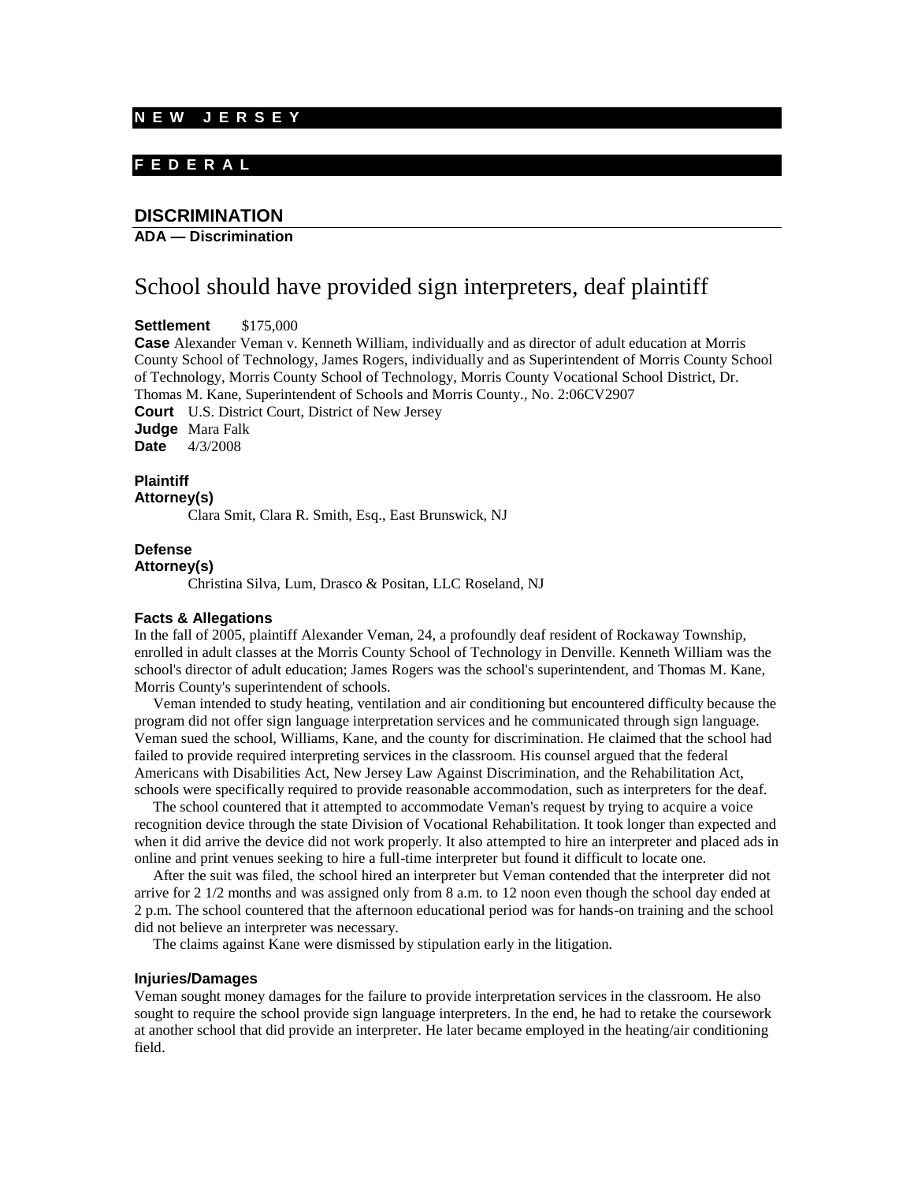## NEW JERSEY

## FEDERAL

### DISCRIMINATION

**ADA — Discrimination**

# School should have provided sign interpreters, deaf plaintiff

**Settlement** $175,000

**Case** Alexander Veman v. Kenneth William, individually and as director of adult education at Morris County School of Technology, James Rogers, individually and as Superintendent of Morris County School of Technology, Morris County School of Technology, Morris County Vocational School District, Dr. Thomas M. Kane, Superintendent of Schools and Morris County., No. 2:06CV2907

**Court** U.S. District Court, District of New Jersey

**Judge** Mara Falk

**Date** 4/3/2008

**Plaintiff Attorney(s)**

Clara Smit, Clara R. Smith, Esq., East Brunswick, NJ

**Defense Attorney(s)**

Christina Silva, Lum, Drasco & Positan, LLC Roseland, NJ

**Facts & Allegations**

In the fall of 2005, plaintiff Alexander Veman, 24, a profoundly deaf resident of Rockaway Township, enrolled in adult classes at the Morris County School of Technology in Denville. Kenneth William was the school's director of adult education; James Rogers was the school's superintendent, and Thomas M. Kane, Morris County's superintendent of schools.

Veman intended to study heating, ventilation and air conditioning but encountered difficulty because the program did not offer sign language interpretation services and he communicated through sign language. Veman sued the school, Williams, Kane, and the county for discrimination. He claimed that the school had failed to provide required interpreting services in the classroom. His counsel argued that the federal Americans with Disabilities Act, New Jersey Law Against Discrimination, and the Rehabilitation Act, schools were specifically required to provide reasonable accommodation, such as interpreters for the deaf.

The school countered that it attempted to accommodate Veman's request by trying to acquire a voice recognition device through the state Division of Vocational Rehabilitation. It took longer than expected and when it did arrive the device did not work properly. It also attempted to hire an interpreter and placed ads in online and print venues seeking to hire a full-time interpreter but found it difficult to locate one.

After the suit was filed, the school hired an interpreter but Veman contended that the interpreter did not arrive for 2 1/2 months and was assigned only from 8 a.m. to 12 noon even though the school day ended at 2 p.m. The school countered that the afternoon educational period was for hands-on training and the school did not believe an interpreter was necessary.

The claims against Kane were dismissed by stipulation early in the litigation.

**Injuries/Damages**

Veman sought money damages for the failure to provide interpretation services in the classroom. He also sought to require the school provide sign language interpreters. In the end, he had to retake the coursework at another school that did provide an interpreter. He later became employed in the heating/air conditioning field.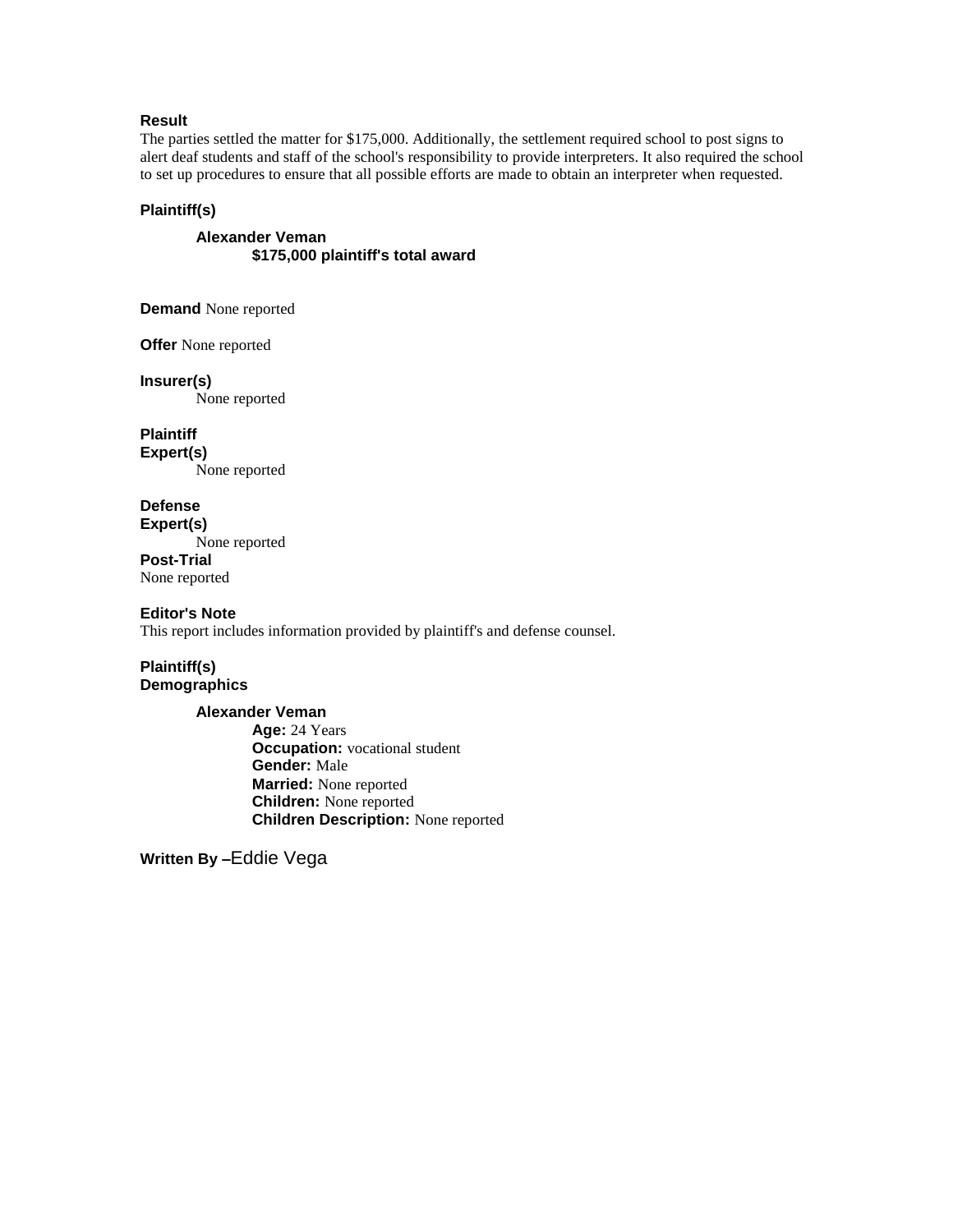**Result**

The parties settled the matter for $175,000. Additionally, the settlement required school to post signs to alert deaf students and staff of the school's responsibility to provide interpreters. It also required the school to set up procedures to ensure that all possible efforts are made to obtain an interpreter when requested.

**Plaintiff(s)**

**Alexander Veman**
**$175,000 plaintiff's total award**

**Demand** None reported

**Offer** None reported

**Insurer(s)**
None reported

**Plaintiff Expert(s)**
None reported

**Defense Expert(s)**
None reported

**Post-Trial**
None reported

**Editor's Note**
This report includes information provided by plaintiff's and defense counsel.

**Plaintiff(s) Demographics**

**Alexander Veman**
- **Age:** 24 Years
- **Occupation:** vocational student
- **Gender:** Male
- **Married:** None reported
- **Children:** None reported
- **Children Description:** None reported

**Written By –** Eddie Vega